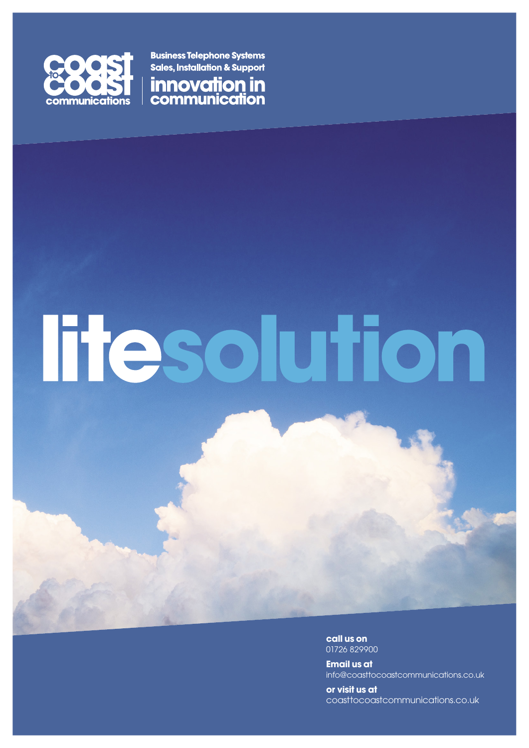coast to coast communications

**Business Telephone Systems**
**Sales, Installation & Support**

**innovation in communication**

# litesolution

**call us on**
01726 829900

**Email us at**
info@coasttocoastcommunications.co.uk

**or visit us at**
coasttocoastcommunications.co.uk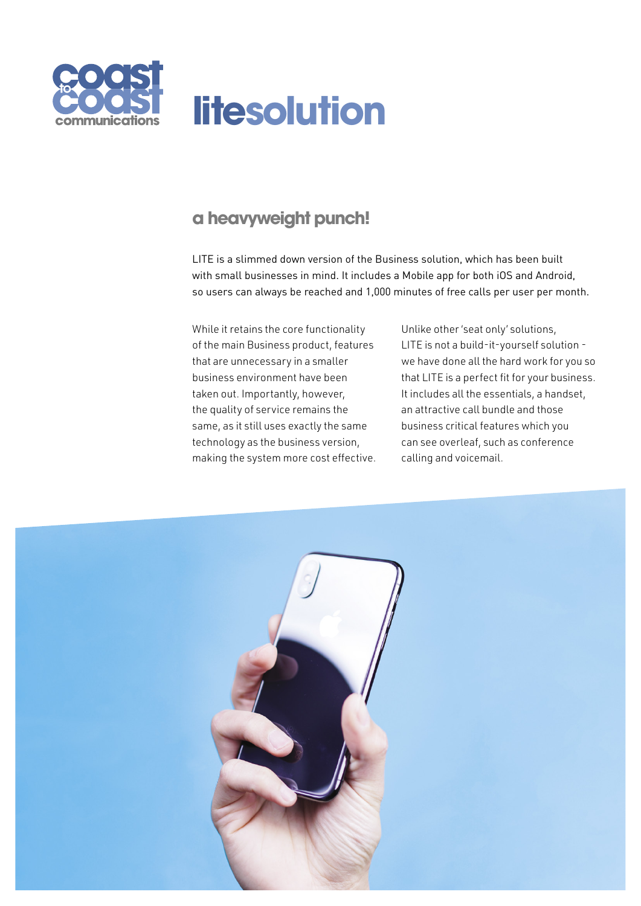coast to coast communications

# litesolution

## a heavyweight punch!

LITE is a slimmed down version of the Business solution, which has been built with small businesses in mind. It includes a Mobile app for both iOS and Android, so users can always be reached and 1,000 minutes of free calls per user per month.

While it retains the core functionality of the main Business product, features that are unnecessary in a smaller business environment have been taken out. Importantly, however, the quality of service remains the same, as it still uses exactly the same technology as the business version, making the system more cost effective.

Unlike other 'seat only' solutions, LITE is not a build-it-yourself solution - we have done all the hard work for you so that LITE is a perfect fit for your business. It includes all the essentials, a handset, an attractive call bundle and those business critical features which you can see overleaf, such as conference calling and voicemail.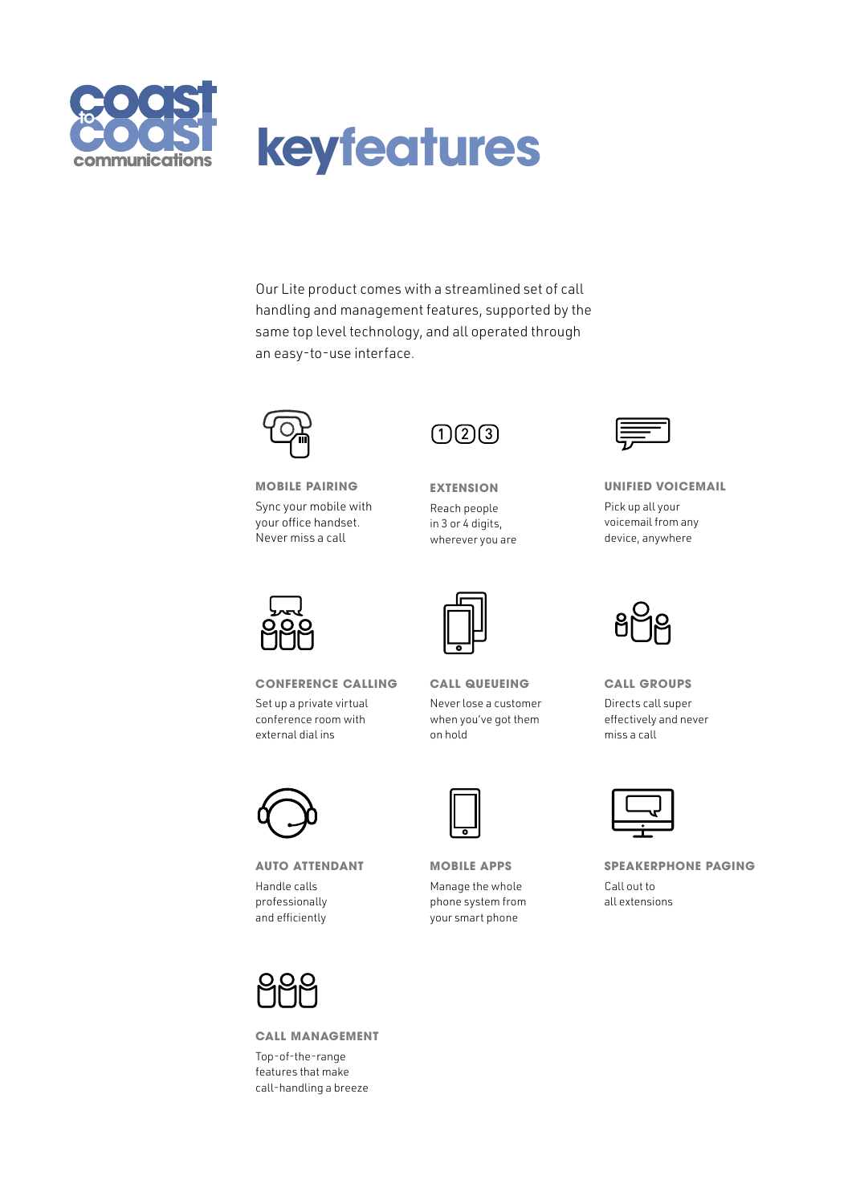# keyfeatures

Our Lite product comes with a streamlined set of call handling and management features, supported by the same top level technology, and all operated through an easy-to-use interface.

### MOBILE PAIRING

Sync your mobile with your office handset. Never miss a call

### EXTENSION

Reach people in 3 or 4 digits, wherever you are

### UNIFIED VOICEMAIL

Pick up all your voicemail from any device, anywhere

### CONFERENCE CALLING

Set up a private virtual conference room with external dial ins

### CALL QUEUEING

Never lose a customer when you've got them on hold

### CALL GROUPS

Directs call super effectively and never miss a call

### AUTO ATTENDANT

Handle calls professionally and efficiently

### MOBILE APPS

Manage the whole phone system from your smart phone

### SPEAKERPHONE PAGING

Call out to all extensions

### CALL MANAGEMENT

Top-of-the-range features that make call-handling a breeze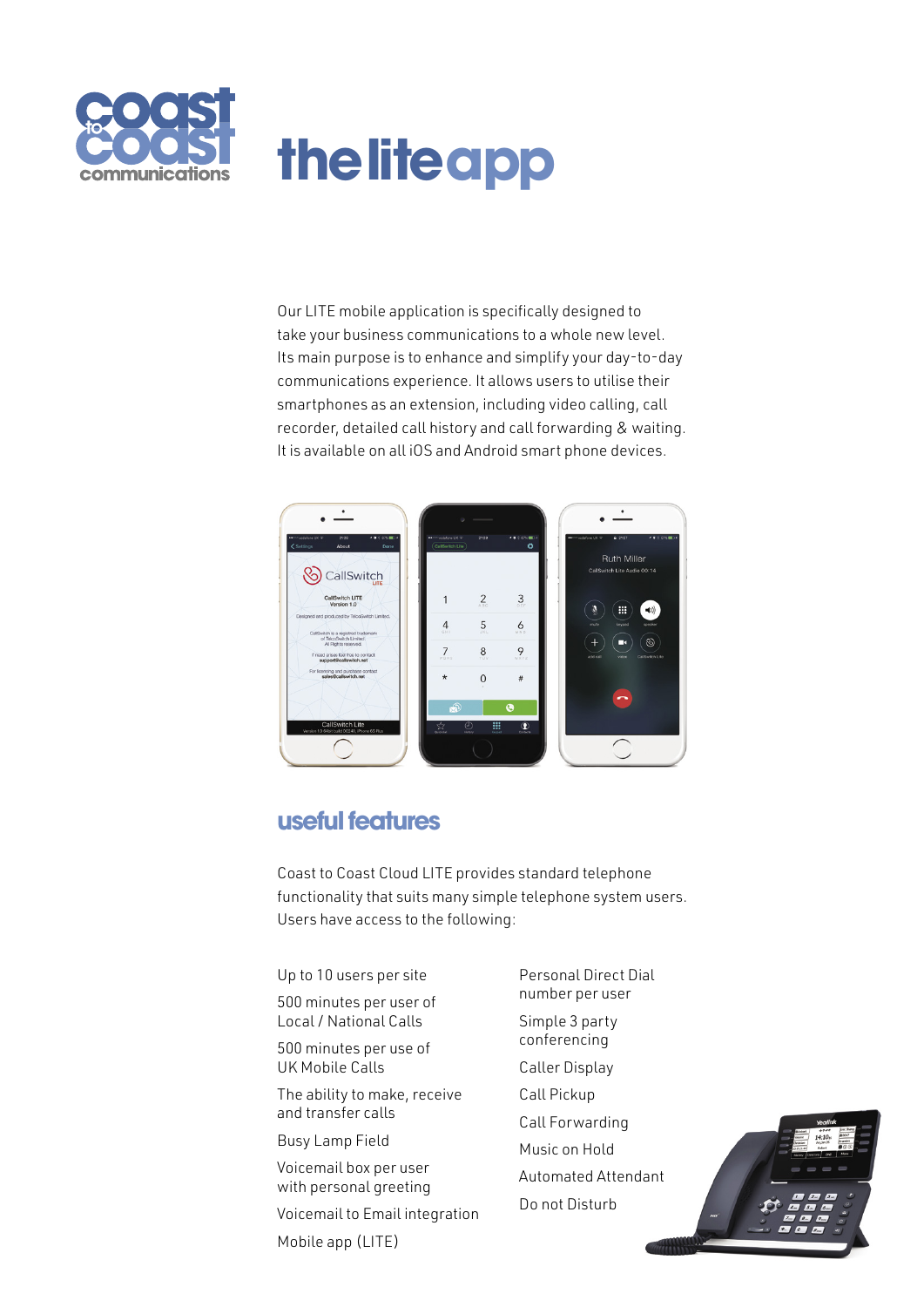# the lite app

Our LITE mobile application is specifically designed to take your business communications to a whole new level. Its main purpose is to enhance and simplify your day-to-day communications experience. It allows users to utilise their smartphones as an extension, including video calling, call recorder, detailed call history and call forwarding & waiting. It is available on all iOS and Android smart phone devices.

## useful features

Coast to Coast Cloud LITE provides standard telephone functionality that suits many simple telephone system users. Users have access to the following:

- Up to 10 users per site
- 500 minutes per user of Local / National Calls
- 500 minutes per use of UK Mobile Calls
- The ability to make, receive and transfer calls
- Busy Lamp Field
- Voicemail box per user with personal greeting
- Voicemail to Email integration
- Mobile app (LITE)
- Personal Direct Dial number per user
- Simple 3 party conferencing
- Caller Display
- Call Pickup
- Call Forwarding
- Music on Hold
- Automated Attendant
- Do not Disturb